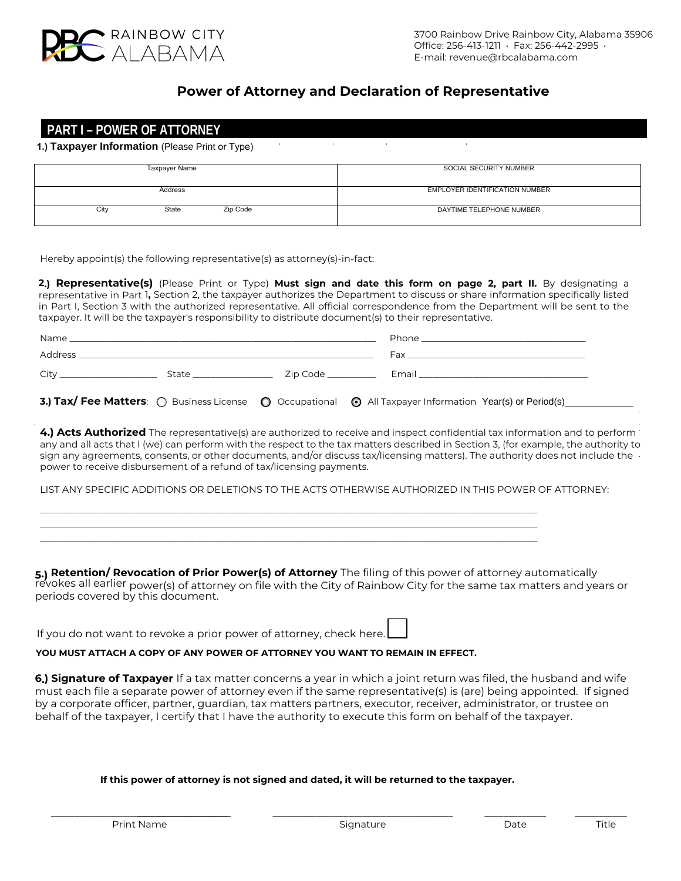RAINBOW CITY ALABAMA

3700 Rainbow Drive Rainbow City, Alabama 35906
Office: 256-413-1211 • Fax: 256-442-2995 •
E-mail: revenue@rbcalabama.com

# Power of Attorney and Declaration of Representative

## PART I – POWER OF ATTORNEY

**1.) Taxpayer Information** (Please Print or Type)

| Taxpayer Name | SOCIAL SECURITY NUMBER |
|---|---|
| Address | EMPLOYER IDENTIFICATION NUMBER |
| City State Zip Code | DAYTIME TELEPHONE NUMBER |

Hereby appoint(s) the following representative(s) as attorney(s)-in-fact:

**2.) Representative(s)** (Please Print or Type) **Must sign and date this form on page 2, part II.** By designating a representative in Part 1**,** Section 2, the taxpayer authorizes the Department to discuss or share information specifically listed in Part I, Section 3 with the authorized representative. All official correspondence from the Department will be sent to the taxpayer. It will be the taxpayer's responsibility to distribute document(s) to their representative.

Name ______________________________ Phone ______________________________

Address ______________________________ Fax ______________________________

City ____________ State ____________ Zip Code ____________ Email ______________________________

**3.) Tax/ Fee Matters**: ○ Business License ○ Occupational ⊙ All Taxpayer Information Year(s) or Period(s)____________

**4.) Acts Authorized** The representative(s) are authorized to receive and inspect confidential tax information and to perform any and all acts that I (we) can perform with the respect to the tax matters described in Section 3, (for example, the authority to sign any agreements, consents, or other documents, and/or discuss tax/licensing matters). The authority does not include the power to receive disbursement of a refund of tax/licensing payments.

LIST ANY SPECIFIC ADDITIONS OR DELETIONS TO THE ACTS OTHERWISE AUTHORIZED IN THIS POWER OF ATTORNEY:

______________________________________________________________________________

______________________________________________________________________________

______________________________________________________________________________

**5.) Retention/ Revocation of Prior Power(s) of Attorney** The filing of this power of attorney automatically revokes all earlier power(s) of attorney on file with the City of Rainbow City for the same tax matters and years or periods covered by this document.

If you do not want to revoke a prior power of attorney, check here. ☐

**YOU MUST ATTACH A COPY OF ANY POWER OF ATTORNEY YOU WANT TO REMAIN IN EFFECT.**

**6.) Signature of Taxpayer** If a tax matter concerns a year in which a joint return was filed, the husband and wife must each file a separate power of attorney even if the same representative(s) is (are) being appointed. If signed by a corporate officer, partner, guardian, tax matters partners, executor, receiver, administrator, or trustee on behalf of the taxpayer, I certify that I have the authority to execute this form on behalf of the taxpayer.

**If this power of attorney is not signed and dated, it will be returned to the taxpayer.**

______________________ ______________________ __________ __________

Print Name Signature Date Title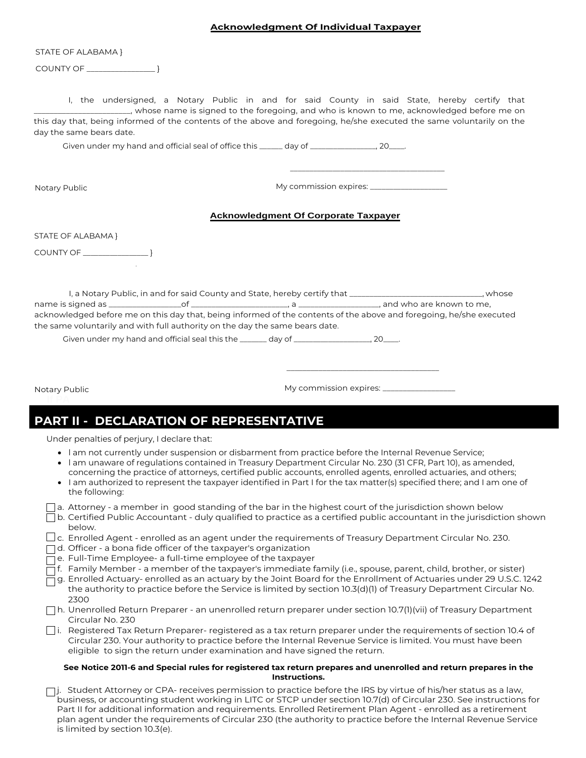## Acknowledgment Of Individual Taxpayer

STATE OF ALABAMA }

COUNTY OF _________________ }

I, the undersigned, a Notary Public in and for said County in said State, hereby certify that ________________________, whose name is signed to the foregoing, and who is known to me, acknowledged before me on this day that, being informed of the contents of the above and foregoing, he/she executed the same voluntarily on the day the same bears date.

Given under my hand and official seal of office this ______ day of ________________, 20____.

_______________________________________

Notary Public

My commission expires: ___________________

## Acknowledgment Of Corporate Taxpayer

STATE OF ALABAMA }

COUNTY OF ________________ }

I, a Notary Public, in and for said County and State, hereby certify that _________________________________, whose name is signed as _________________of ________________________, a ___________________, and who are known to me, acknowledged before me on this day that, being informed of the contents of the above and foregoing, he/she executed the same voluntarily and with full authority on the day the same bears date.

Given under my hand and official seal this the _______ day of ___________________, 20____.

_______________________________________

Notary Public

My commission expires: __________________

## PART II - DECLARATION OF REPRESENTATIVE

Under penalties of perjury, I declare that:

- I am not currently under suspension or disbarment from practice before the Internal Revenue Service;
- I am unaware of regulations contained in Treasury Department Circular No. 230 (31 CFR, Part 10), as amended, concerning the practice of attorneys, certified public accounts, enrolled agents, enrolled actuaries, and others;
- I am authorized to represent the taxpayer identified in Part I for the tax matter(s) specified there; and I am one of the following:

☐ a. Attorney - a member in good standing of the bar in the highest court of the jurisdiction shown below

☐ b. Certified Public Accountant - duly qualified to practice as a certified public accountant in the jurisdiction shown below.

☐ c. Enrolled Agent - enrolled as an agent under the requirements of Treasury Department Circular No. 230.

☐ d. Officer - a bona fide officer of the taxpayer's organization

☐ e. Full-Time Employee- a full-time employee of the taxpayer

☐ f. Family Member - a member of the taxpayer's immediate family (i.e., spouse, parent, child, brother, or sister)

☐ g. Enrolled Actuary- enrolled as an actuary by the Joint Board for the Enrollment of Actuaries under 29 U.S.C. 1242 the authority to practice before the Service is limited by section 10.3(d)(1) of Treasury Department Circular No. 2300

☐ h. Unenrolled Return Preparer - an unenrolled return preparer under section 10.7(1)(vii) of Treasury Department Circular No. 230

☐ i. Registered Tax Return Preparer- registered as a tax return preparer under the requirements of section 10.4 of Circular 230. Your authority to practice before the Internal Revenue Service is limited. You must have been eligible to sign the return under examination and have signed the return.

**See Notice 2011-6 and Special rules for registered tax return prepares and unenrolled and return prepares in the Instructions.**

☐ j. Student Attorney or CPA- receives permission to practice before the IRS by virtue of his/her status as a law, business, or accounting student working in LITC or STCP under section 10.7(d) of Circular 230. See instructions for Part II for additional information and requirements. Enrolled Retirement Plan Agent - enrolled as a retirement plan agent under the requirements of Circular 230 (the authority to practice before the Internal Revenue Service is limited by section 10.3(e).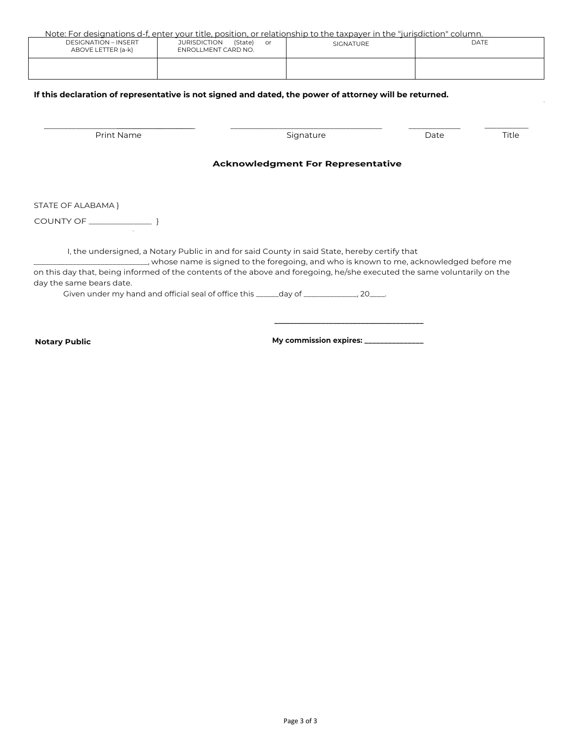Note: For designations d-f, enter your title, position, or relationship to the taxpayer in the "jurisdiction" column.

| DESIGNATION – INSERT ABOVE LETTER (a-k) | JURISDICTION (State) or ENROLLMENT CARD NO. | SIGNATURE | DATE |
|---|---|---|---|
| | | | |

**If this declaration of representative is not signed and dated, the power of attorney will be returned.**

| | | | |
|---|---|---|---|
| ___________________________________ | ___________________________________ | ____________ | __________ |
| Print Name | Signature | Date | Title |

### Acknowledgment For Representative

STATE OF ALABAMA }

COUNTY OF _______________ }

I, the undersigned, a Notary Public in and for said County in said State, hereby certify that ____________________________, whose name is signed to the foregoing, and who is known to me, acknowledged before me on this day that, being informed of the contents of the above and foregoing, he/she executed the same voluntarily on the day the same bears date.

Given under my hand and official seal of office this ______day of _____________, 20____.

**_____________________________________**

**Notary Public** **My commission expires: _______________**